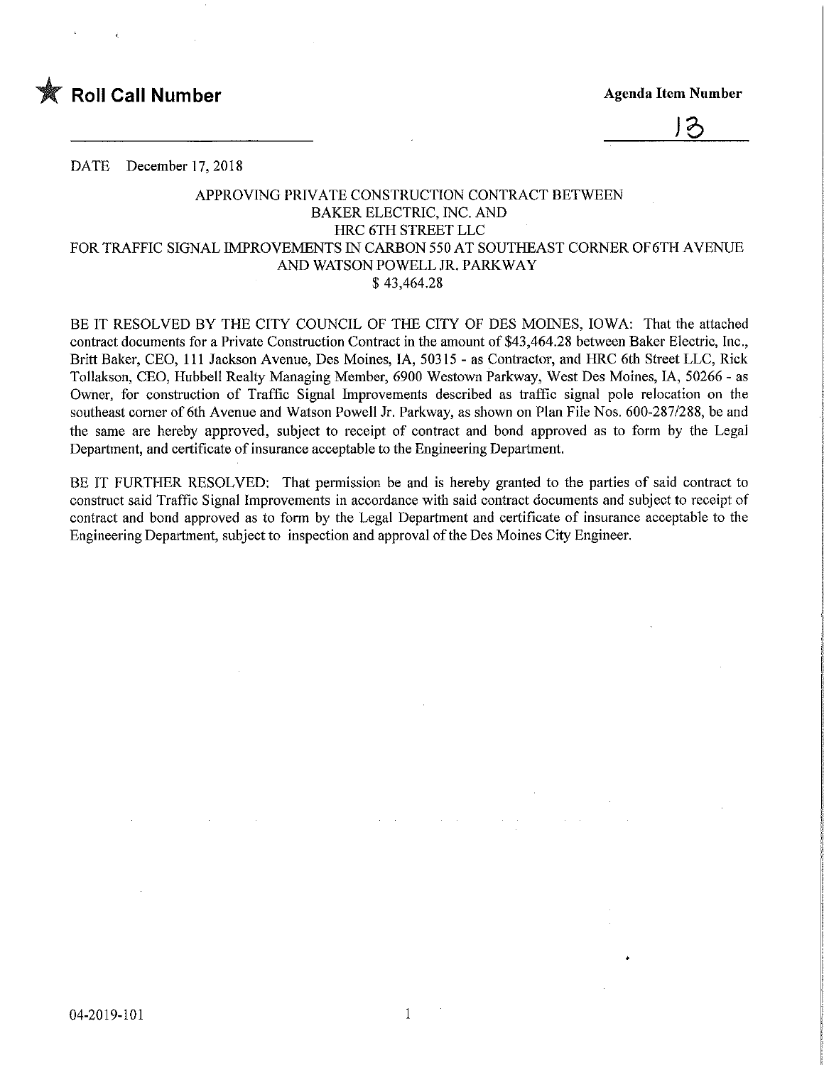★ **Roll Call Number**

**Agenda Item Number**

13

DATE December 17, 2018

APPROVING PRIVATE CONSTRUCTION CONTRACT BETWEEN
BAKER ELECTRIC, INC. AND
HRC 6TH STREET LLC
FOR TRAFFIC SIGNAL IMPROVEMENTS IN CARBON 550 AT SOUTHEAST CORNER OF 6TH AVENUE AND WATSON POWELL JR. PARKWAY
$ 43,464.28

BE IT RESOLVED BY THE CITY COUNCIL OF THE CITY OF DES MOINES, IOWA: That the attached contract documents for a Private Construction Contract in the amount of $43,464.28 between Baker Electric, Inc., Britt Baker, CEO, 111 Jackson Avenue, Des Moines, IA, 50315 - as Contractor, and HRC 6th Street LLC, Rick Tollakson, CEO, Hubbell Realty Managing Member, 6900 Westown Parkway, West Des Moines, IA, 50266 - as Owner, for construction of Traffic Signal Improvements described as traffic signal pole relocation on the southeast corner of 6th Avenue and Watson Powell Jr. Parkway, as shown on Plan File Nos. 600-287/288, be and the same are hereby approved, subject to receipt of contract and bond approved as to form by the Legal Department, and certificate of insurance acceptable to the Engineering Department.

BE IT FURTHER RESOLVED: That permission be and is hereby granted to the parties of said contract to construct said Traffic Signal Improvements in accordance with said contract documents and subject to receipt of contract and bond approved as to form by the Legal Department and certificate of insurance acceptable to the Engineering Department, subject to inspection and approval of the Des Moines City Engineer.

04-2019-101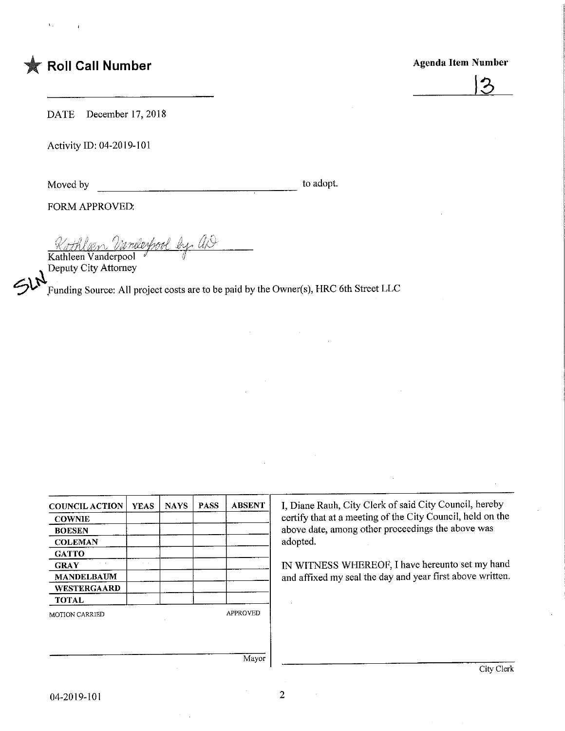★ **Roll Call Number**

**Agenda Item Number**

13

DATE December 17, 2018

Activity ID: 04-2019-101

Moved by \_\_\_\_\_\_\_\_\_\_\_\_\_\_\_\_\_\_\_\_\_\_\_\_\_\_\_\_\_\_\_\_ to adopt.

FORM APPROVED:

*Kathleen Vanderpool by AD*

Kathleen Vanderpool
Deputy City Attorney

SLN

Funding Source: All project costs are to be paid by the Owner(s), HRC 6th Street LLC

| COUNCIL ACTION | YEAS | NAYS | PASS | ABSENT |
|---|---|---|---|---|
| COWNIE | | | | |
| BOESEN | | | | |
| COLEMAN | | | | |
| GATTO | | | | |
| GRAY | | | | |
| MANDELBAUM | | | | |
| WESTERGAARD | | | | |
| TOTAL | | | | |

MOTION CARRIED APPROVED

\_\_\_\_\_\_\_\_\_\_\_\_\_\_\_\_\_\_\_\_\_\_\_\_\_\_\_\_\_\_\_\_
Mayor

I, Diane Rauh, City Clerk of said City Council, hereby certify that at a meeting of the City Council, held on the above date, among other proceedings the above was adopted.

IN WITNESS WHEREOF, I have hereunto set my hand and affixed my seal the day and year first above written.

\_\_\_\_\_\_\_\_\_\_\_\_\_\_\_\_\_\_\_\_\_\_\_\_\_\_\_\_\_\_\_\_
City Clerk

04-2019-101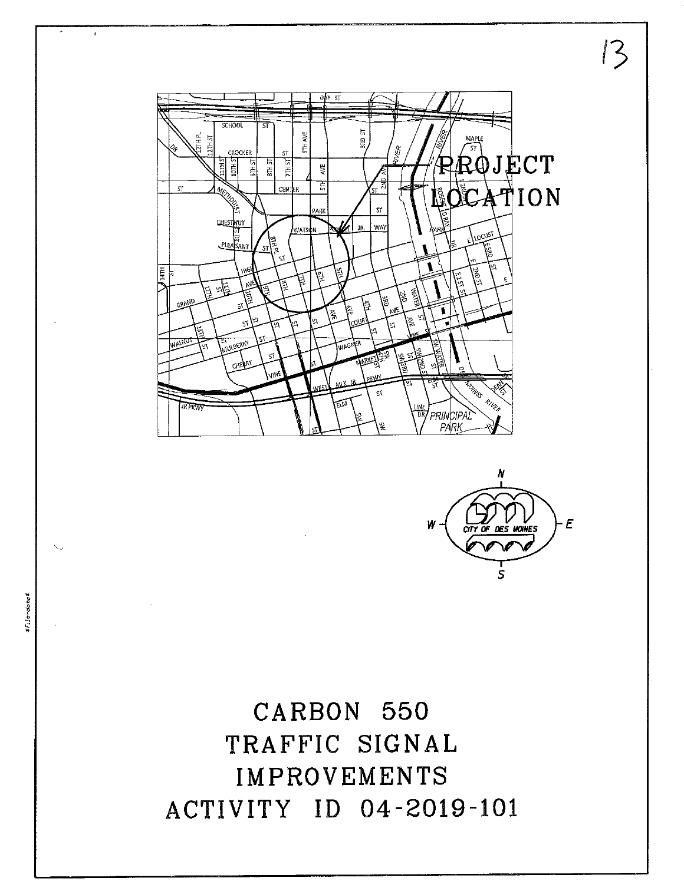13

# CARBON 550 TRAFFIC SIGNAL IMPROVEMENTS ACTIVITY ID 04-2019-101